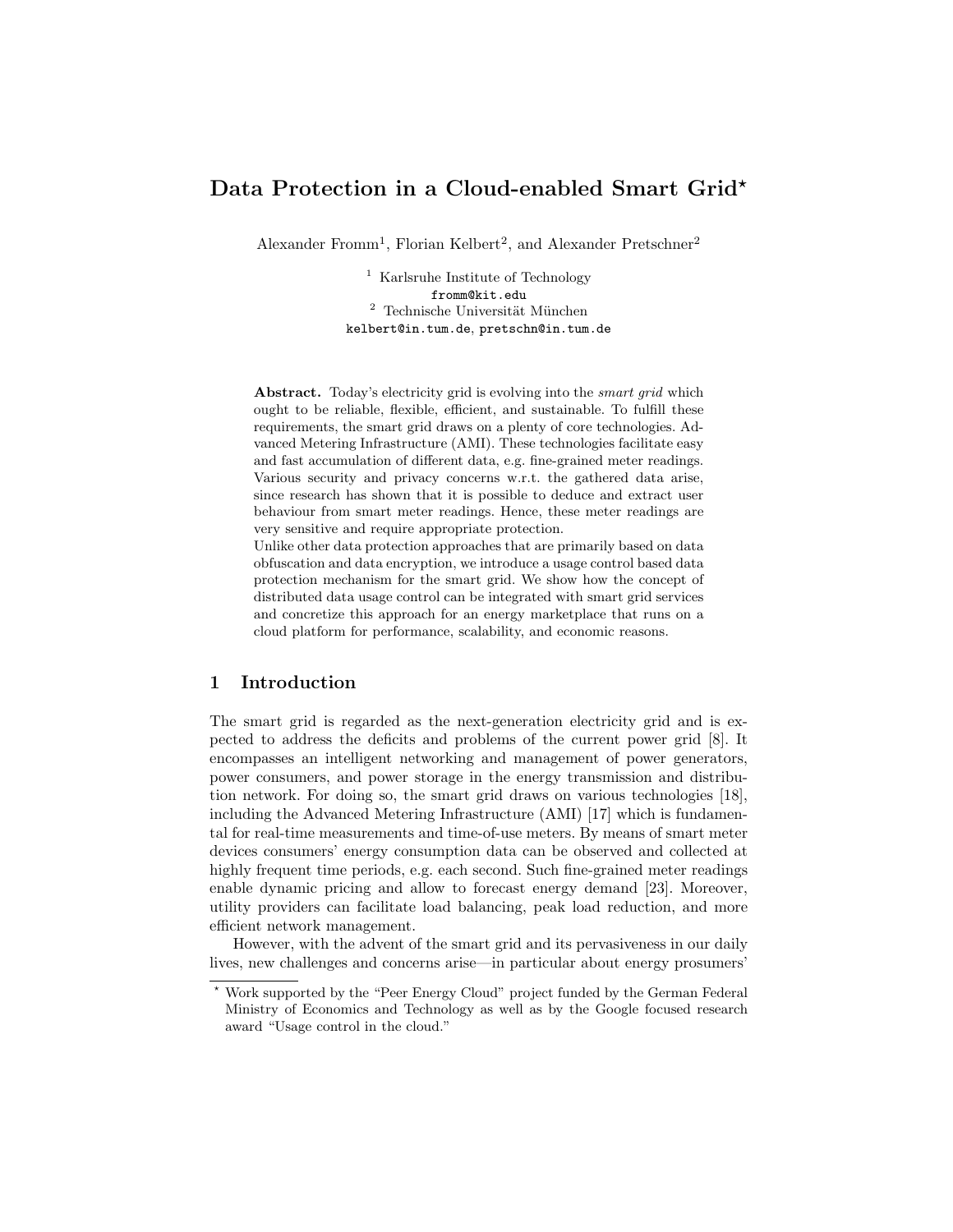# Data Protection in a Cloud-enabled Smart Grid*

Alexander Fromm[1], Florian Kelbert[2], and Alexander Pretschner[2]

[1] Karlsruhe Institute of Technology
fromm@kit.edu
[2] Technische Universität München
kelbert@in.tum.de, pretschn@in.tum.de

**Abstract.** Today's electricity grid is evolving into the *smart grid* which ought to be reliable, flexible, efficient, and sustainable. To fulfill these requirements, the smart grid draws on a plenty of core technologies. Advanced Metering Infrastructure (AMI). These technologies facilitate easy and fast accumulation of different data, e.g. fine-grained meter readings. Various security and privacy concerns w.r.t. the gathered data arise, since research has shown that it is possible to deduce and extract user behaviour from smart meter readings. Hence, these meter readings are very sensitive and require appropriate protection.
Unlike other data protection approaches that are primarily based on data obfuscation and data encryption, we introduce a usage control based data protection mechanism for the smart grid. We show how the concept of distributed data usage control can be integrated with smart grid services and concretize this approach for an energy marketplace that runs on a cloud platform for performance, scalability, and economic reasons.

## 1 Introduction

The smart grid is regarded as the next-generation electricity grid and is expected to address the deficits and problems of the current power grid [8]. It encompasses an intelligent networking and management of power generators, power consumers, and power storage in the energy transmission and distribution network. For doing so, the smart grid draws on various technologies [18], including the Advanced Metering Infrastructure (AMI) [17] which is fundamental for real-time measurements and time-of-use meters. By means of smart meter devices consumers' energy consumption data can be observed and collected at highly frequent time periods, e.g. each second. Such fine-grained meter readings enable dynamic pricing and allow to forecast energy demand [23]. Moreover, utility providers can facilitate load balancing, peak load reduction, and more efficient network management.

However, with the advent of the smart grid and its pervasiveness in our daily lives, new challenges and concerns arise—in particular about energy prosumers'

* Work supported by the "Peer Energy Cloud" project funded by the German Federal Ministry of Economics and Technology as well as by the Google focused research award "Usage control in the cloud."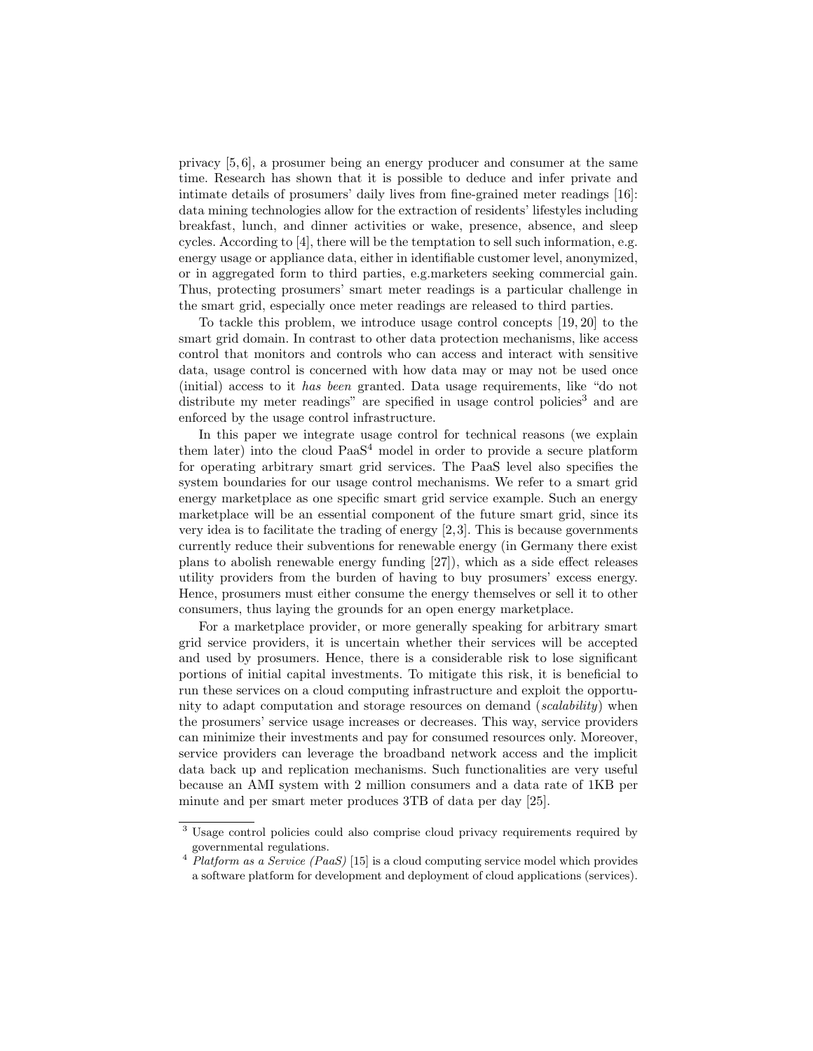privacy [5,6], a prosumer being an energy producer and consumer at the same time. Research has shown that it is possible to deduce and infer private and intimate details of prosumers' daily lives from fine-grained meter readings [16]: data mining technologies allow for the extraction of residents' lifestyles including breakfast, lunch, and dinner activities or wake, presence, absence, and sleep cycles. According to [4], there will be the temptation to sell such information, e.g. energy usage or appliance data, either in identifiable customer level, anonymized, or in aggregated form to third parties, e.g.marketers seeking commercial gain. Thus, protecting prosumers' smart meter readings is a particular challenge in the smart grid, especially once meter readings are released to third parties.

To tackle this problem, we introduce usage control concepts [19, 20] to the smart grid domain. In contrast to other data protection mechanisms, like access control that monitors and controls who can access and interact with sensitive data, usage control is concerned with how data may or may not be used once (initial) access to it *has been* granted. Data usage requirements, like "do not distribute my meter readings" are specified in usage control policies[3] and are enforced by the usage control infrastructure.

In this paper we integrate usage control for technical reasons (we explain them later) into the cloud PaaS[4] model in order to provide a secure platform for operating arbitrary smart grid services. The PaaS level also specifies the system boundaries for our usage control mechanisms. We refer to a smart grid energy marketplace as one specific smart grid service example. Such an energy marketplace will be an essential component of the future smart grid, since its very idea is to facilitate the trading of energy [2,3]. This is because governments currently reduce their subventions for renewable energy (in Germany there exist plans to abolish renewable energy funding [27]), which as a side effect releases utility providers from the burden of having to buy prosumers' excess energy. Hence, prosumers must either consume the energy themselves or sell it to other consumers, thus laying the grounds for an open energy marketplace.

For a marketplace provider, or more generally speaking for arbitrary smart grid service providers, it is uncertain whether their services will be accepted and used by prosumers. Hence, there is a considerable risk to lose significant portions of initial capital investments. To mitigate this risk, it is beneficial to run these services on a cloud computing infrastructure and exploit the opportunity to adapt computation and storage resources on demand (*scalability*) when the prosumers' service usage increases or decreases. This way, service providers can minimize their investments and pay for consumed resources only. Moreover, service providers can leverage the broadband network access and the implicit data back up and replication mechanisms. Such functionalities are very useful because an AMI system with 2 million consumers and a data rate of 1KB per minute and per smart meter produces 3TB of data per day [25].

[3] Usage control policies could also comprise cloud privacy requirements required by governmental regulations.

[4] *Platform as a Service (PaaS)* [15] is a cloud computing service model which provides a software platform for development and deployment of cloud applications (services).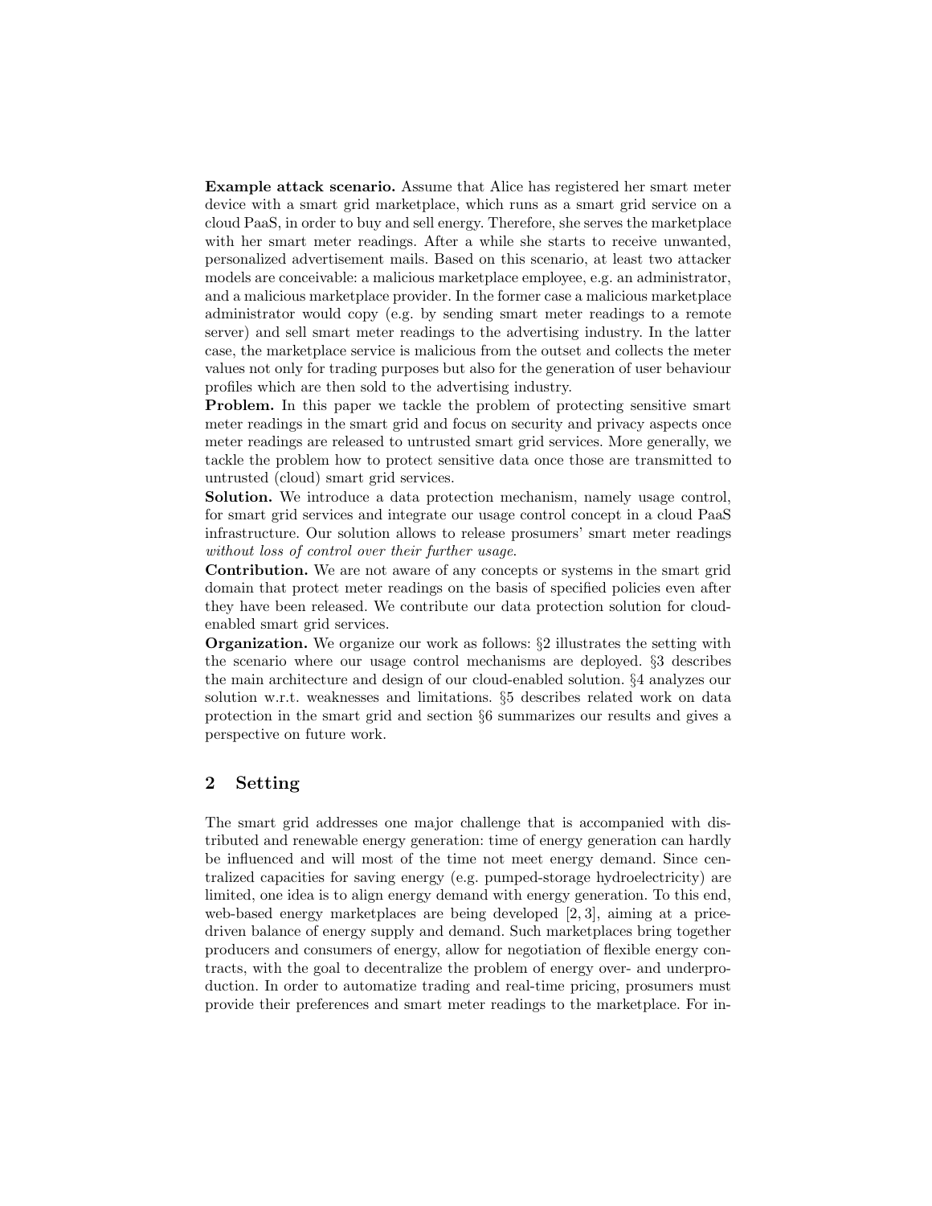**Example attack scenario.** Assume that Alice has registered her smart meter device with a smart grid marketplace, which runs as a smart grid service on a cloud PaaS, in order to buy and sell energy. Therefore, she serves the marketplace with her smart meter readings. After a while she starts to receive unwanted, personalized advertisement mails. Based on this scenario, at least two attacker models are conceivable: a malicious marketplace employee, e.g. an administrator, and a malicious marketplace provider. In the former case a malicious marketplace administrator would copy (e.g. by sending smart meter readings to a remote server) and sell smart meter readings to the advertising industry. In the latter case, the marketplace service is malicious from the outset and collects the meter values not only for trading purposes but also for the generation of user behaviour profiles which are then sold to the advertising industry.

**Problem.** In this paper we tackle the problem of protecting sensitive smart meter readings in the smart grid and focus on security and privacy aspects once meter readings are released to untrusted smart grid services. More generally, we tackle the problem how to protect sensitive data once those are transmitted to untrusted (cloud) smart grid services.

**Solution.** We introduce a data protection mechanism, namely usage control, for smart grid services and integrate our usage control concept in a cloud PaaS infrastructure. Our solution allows to release prosumers' smart meter readings *without loss of control over their further usage*.

**Contribution.** We are not aware of any concepts or systems in the smart grid domain that protect meter readings on the basis of specified policies even after they have been released. We contribute our data protection solution for cloud-enabled smart grid services.

**Organization.** We organize our work as follows: §2 illustrates the setting with the scenario where our usage control mechanisms are deployed. §3 describes the main architecture and design of our cloud-enabled solution. §4 analyzes our solution w.r.t. weaknesses and limitations. §5 describes related work on data protection in the smart grid and section §6 summarizes our results and gives a perspective on future work.

## 2 Setting

The smart grid addresses one major challenge that is accompanied with distributed and renewable energy generation: time of energy generation can hardly be influenced and will most of the time not meet energy demand. Since centralized capacities for saving energy (e.g. pumped-storage hydroelectricity) are limited, one idea is to align energy demand with energy generation. To this end, web-based energy marketplaces are being developed [2, 3], aiming at a price-driven balance of energy supply and demand. Such marketplaces bring together producers and consumers of energy, allow for negotiation of flexible energy contracts, with the goal to decentralize the problem of energy over- and underproduction. In order to automatize trading and real-time pricing, prosumers must provide their preferences and smart meter readings to the marketplace. For in-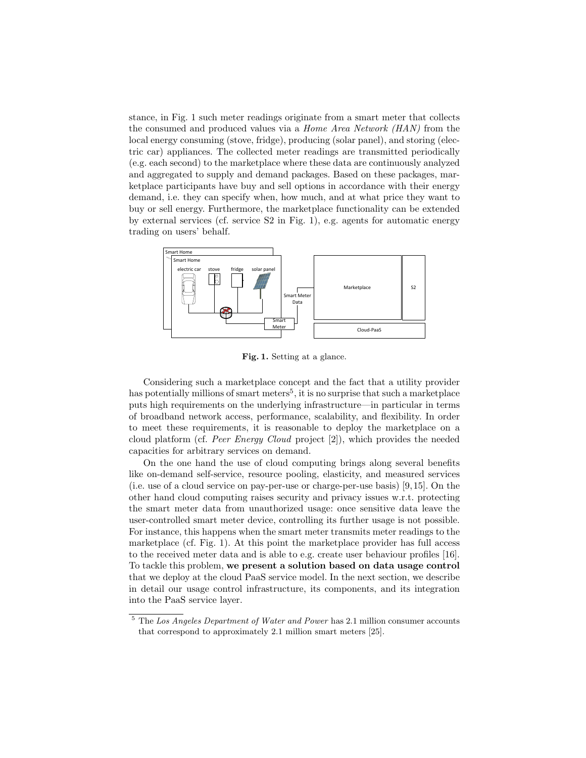stance, in Fig. 1 such meter readings originate from a smart meter that collects the consumed and produced values via a *Home Area Network (HAN)* from the local energy consuming (stove, fridge), producing (solar panel), and storing (electric car) appliances. The collected meter readings are transmitted periodically (e.g. each second) to the marketplace where these data are continuously analyzed and aggregated to supply and demand packages. Based on these packages, marketplace participants have buy and sell options in accordance with their energy demand, i.e. they can specify when, how much, and at what price they want to buy or sell energy. Furthermore, the marketplace functionality can be extended by external services (cf. service S2 in Fig. 1), e.g. agents for automatic energy trading on users' behalf.

**Fig. 1.** Setting at a glance.

Considering such a marketplace concept and the fact that a utility provider has potentially millions of smart meters[5], it is no surprise that such a marketplace puts high requirements on the underlying infrastructure—in particular in terms of broadband network access, performance, scalability, and flexibility. In order to meet these requirements, it is reasonable to deploy the marketplace on a cloud platform (cf. *Peer Energy Cloud* project [2]), which provides the needed capacities for arbitrary services on demand.

On the one hand the use of cloud computing brings along several benefits like on-demand self-service, resource pooling, elasticity, and measured services (i.e. use of a cloud service on pay-per-use or charge-per-use basis) [9,15]. On the other hand cloud computing raises security and privacy issues w.r.t. protecting the smart meter data from unauthorized usage: once sensitive data leave the user-controlled smart meter device, controlling its further usage is not possible. For instance, this happens when the smart meter transmits meter readings to the marketplace (cf. Fig. 1). At this point the marketplace provider has full access to the received meter data and is able to e.g. create user behaviour profiles [16]. To tackle this problem, **we present a solution based on data usage control** that we deploy at the cloud PaaS service model. In the next section, we describe in detail our usage control infrastructure, its components, and its integration into the PaaS service layer.

[5] The *Los Angeles Department of Water and Power* has 2.1 million consumer accounts that correspond to approximately 2.1 million smart meters [25].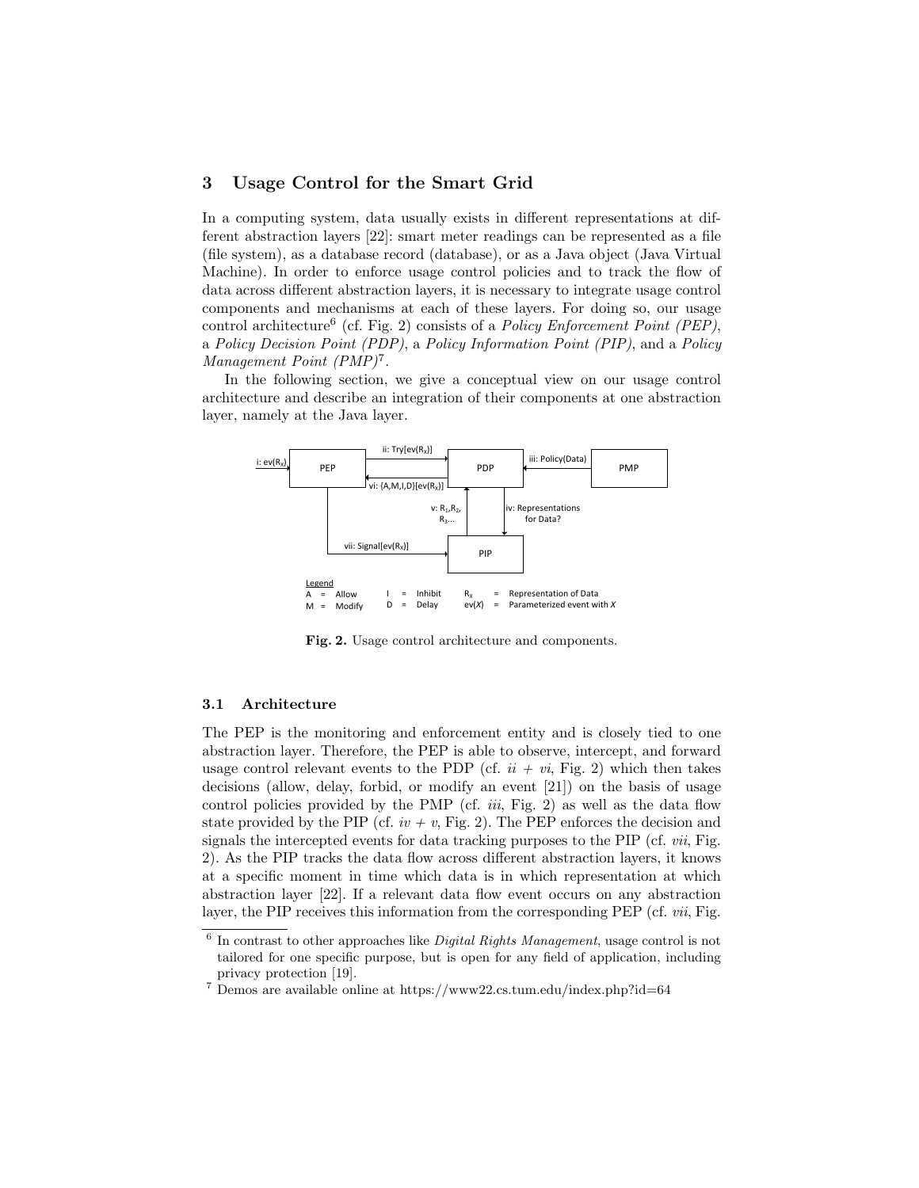## 3 Usage Control for the Smart Grid

In a computing system, data usually exists in different representations at different abstraction layers [22]: smart meter readings can be represented as a file (file system), as a database record (database), or as a Java object (Java Virtual Machine). In order to enforce usage control policies and to track the flow of data across different abstraction layers, it is necessary to integrate usage control components and mechanisms at each of these layers. For doing so, our usage control architecture[6] (cf. Fig. 2) consists of a *Policy Enforcement Point (PEP)*, a *Policy Decision Point (PDP)*, a *Policy Information Point (PIP)*, and a *Policy Management Point (PMP)*[7].

In the following section, we give a conceptual view on our usage control architecture and describe an integration of their components at one abstraction layer, namely at the Java layer.

**Fig. 2.** Usage control architecture and components.

### 3.1 Architecture

The PEP is the monitoring and enforcement entity and is closely tied to one abstraction layer. Therefore, the PEP is able to observe, intercept, and forward usage control relevant events to the PDP (cf. *ii* + *vi*, Fig. 2) which then takes decisions (allow, delay, forbid, or modify an event [21]) on the basis of usage control policies provided by the PMP (cf. *iii*, Fig. 2) as well as the data flow state provided by the PIP (cf. *iv* + *v*, Fig. 2). The PEP enforces the decision and signals the intercepted events for data tracking purposes to the PIP (cf. *vii*, Fig. 2). As the PIP tracks the data flow across different abstraction layers, it knows at a specific moment in time which data is in which representation at which abstraction layer [22]. If a relevant data flow event occurs on any abstraction layer, the PIP receives this information from the corresponding PEP (cf. *vii*, Fig.

---

[6] In contrast to other approaches like *Digital Rights Management*, usage control is not tailored for one specific purpose, but is open for any field of application, including privacy protection [19].

[7] Demos are available online at https://www22.cs.tum.edu/index.php?id=64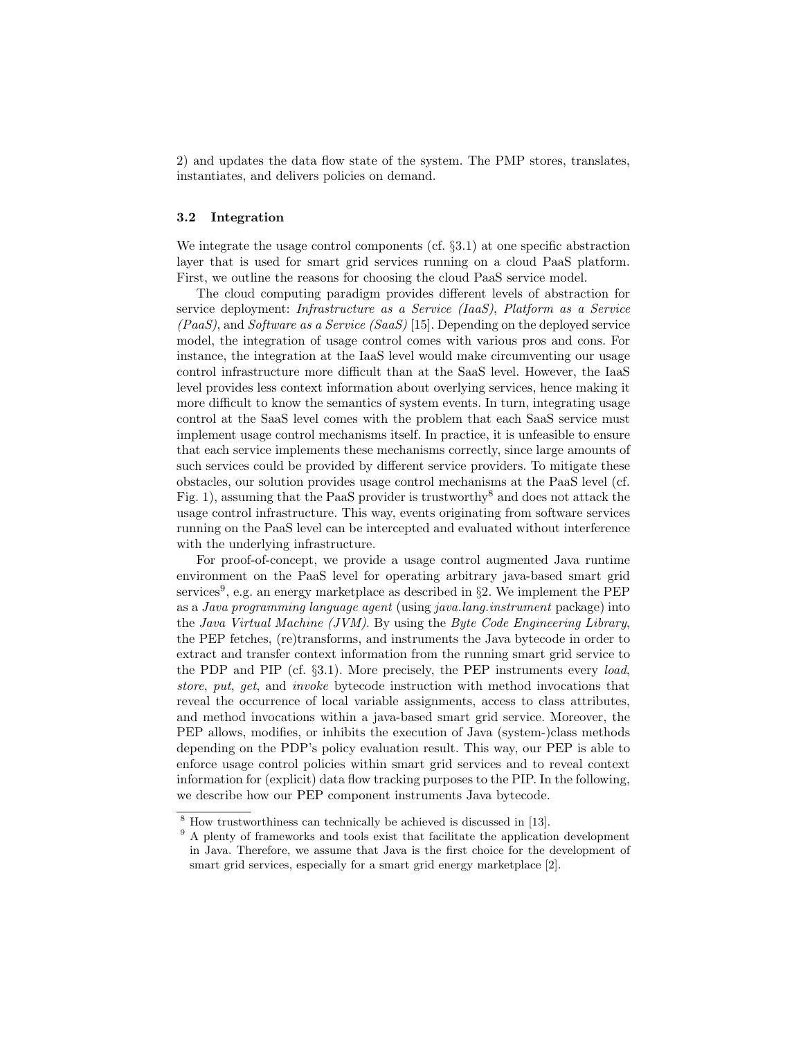2) and updates the data flow state of the system. The PMP stores, translates, instantiates, and delivers policies on demand.

### 3.2 Integration

We integrate the usage control components (cf. §3.1) at one specific abstraction layer that is used for smart grid services running on a cloud PaaS platform. First, we outline the reasons for choosing the cloud PaaS service model.

The cloud computing paradigm provides different levels of abstraction for service deployment: *Infrastructure as a Service (IaaS)*, *Platform as a Service (PaaS)*, and *Software as a Service (SaaS)* [15]. Depending on the deployed service model, the integration of usage control comes with various pros and cons. For instance, the integration at the IaaS level would make circumventing our usage control infrastructure more difficult than at the SaaS level. However, the IaaS level provides less context information about overlying services, hence making it more difficult to know the semantics of system events. In turn, integrating usage control at the SaaS level comes with the problem that each SaaS service must implement usage control mechanisms itself. In practice, it is unfeasible to ensure that each service implements these mechanisms correctly, since large amounts of such services could be provided by different service providers. To mitigate these obstacles, our solution provides usage control mechanisms at the PaaS level (cf. Fig. 1), assuming that the PaaS provider is trustworthy[8] and does not attack the usage control infrastructure. This way, events originating from software services running on the PaaS level can be intercepted and evaluated without interference with the underlying infrastructure.

For proof-of-concept, we provide a usage control augmented Java runtime environment on the PaaS level for operating arbitrary java-based smart grid services[9], e.g. an energy marketplace as described in §2. We implement the PEP as a *Java programming language agent* (using *java.lang.instrument* package) into the *Java Virtual Machine (JVM)*. By using the *Byte Code Engineering Library*, the PEP fetches, (re)transforms, and instruments the Java bytecode in order to extract and transfer context information from the running smart grid service to the PDP and PIP (cf. §3.1). More precisely, the PEP instruments every *load*, *store*, *put*, *get*, and *invoke* bytecode instruction with method invocations that reveal the occurrence of local variable assignments, access to class attributes, and method invocations within a java-based smart grid service. Moreover, the PEP allows, modifies, or inhibits the execution of Java (system-)class methods depending on the PDP's policy evaluation result. This way, our PEP is able to enforce usage control policies within smart grid services and to reveal context information for (explicit) data flow tracking purposes to the PIP. In the following, we describe how our PEP component instruments Java bytecode.

---

[8] How trustworthiness can technically be achieved is discussed in [13].

[9] A plenty of frameworks and tools exist that facilitate the application development in Java. Therefore, we assume that Java is the first choice for the development of smart grid services, especially for a smart grid energy marketplace [2].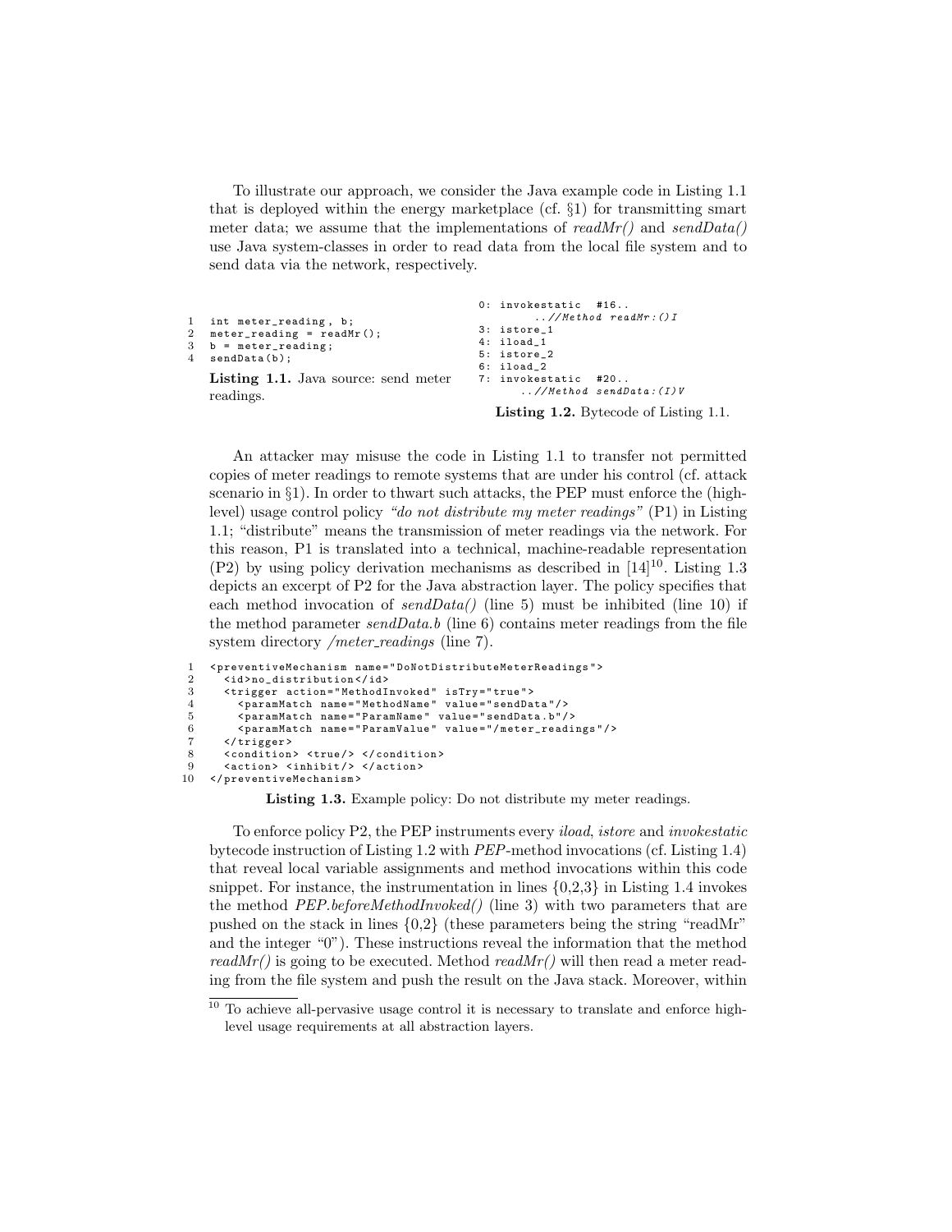To illustrate our approach, we consider the Java example code in Listing 1.1 that is deployed within the energy marketplace (cf. §1) for transmitting smart meter data; we assume that the implementations of *readMr()* and *sendData()* use Java system-classes in order to read data from the local file system and to send data via the network, respectively.

```
1  int meter_reading, b;
2  meter_reading = readMr();
3  b = meter_reading;
4  sendData(b);
```

**Listing 1.1.** Java source: send meter readings.

```
0: invokestatic  #16..
        ..//Method readMr:()I
3: istore_1
4: iload_1
5: istore_2
6: iload_2
7: invokestatic  #20..
      ..//Method sendData:(I)V
```

**Listing 1.2.** Bytecode of Listing 1.1.

An attacker may misuse the code in Listing 1.1 to transfer not permitted copies of meter readings to remote systems that are under his control (cf. attack scenario in §1). In order to thwart such attacks, the PEP must enforce the (high-level) usage control policy *"do not distribute my meter readings"* (P1) in Listing 1.1; "distribute" means the transmission of meter readings via the network. For this reason, P1 is translated into a technical, machine-readable representation (P2) by using policy derivation mechanisms as described in [14][10]. Listing 1.3 depicts an excerpt of P2 for the Java abstraction layer. The policy specifies that each method invocation of *sendData()* (line 5) must be inhibited (line 10) if the method parameter *sendData.b* (line 6) contains meter readings from the file system directory */meter_readings* (line 7).

```
1  <preventiveMechanism name="DoNotDistributeMeterReadings">
2    <id>no_distribution</id>
3    <trigger action="MethodInvoked" isTry="true">
4      <paramMatch name="MethodName" value="sendData"/>
5      <paramMatch name="ParamName" value="sendData.b"/>
6      <paramMatch name="ParamValue" value="/meter_readings"/>
7    </trigger>
8    <condition> <true/> </condition>
9    <action> <inhibit/> </action>
10 </preventiveMechanism>
```

**Listing 1.3.** Example policy: Do not distribute my meter readings.

To enforce policy P2, the PEP instruments every *iload*, *istore* and *invokestatic* bytecode instruction of Listing 1.2 with *PEP*-method invocations (cf. Listing 1.4) that reveal local variable assignments and method invocations within this code snippet. For instance, the instrumentation in lines {0,2,3} in Listing 1.4 invokes the method *PEP.beforeMethodInvoked()* (line 3) with two parameters that are pushed on the stack in lines {0,2} (these parameters being the string "readMr" and the integer "0"). These instructions reveal the information that the method *readMr()* is going to be executed. Method *readMr()* will then read a meter reading from the file system and push the result on the Java stack. Moreover, within

[10] To achieve all-pervasive usage control it is necessary to translate and enforce high-level usage requirements at all abstraction layers.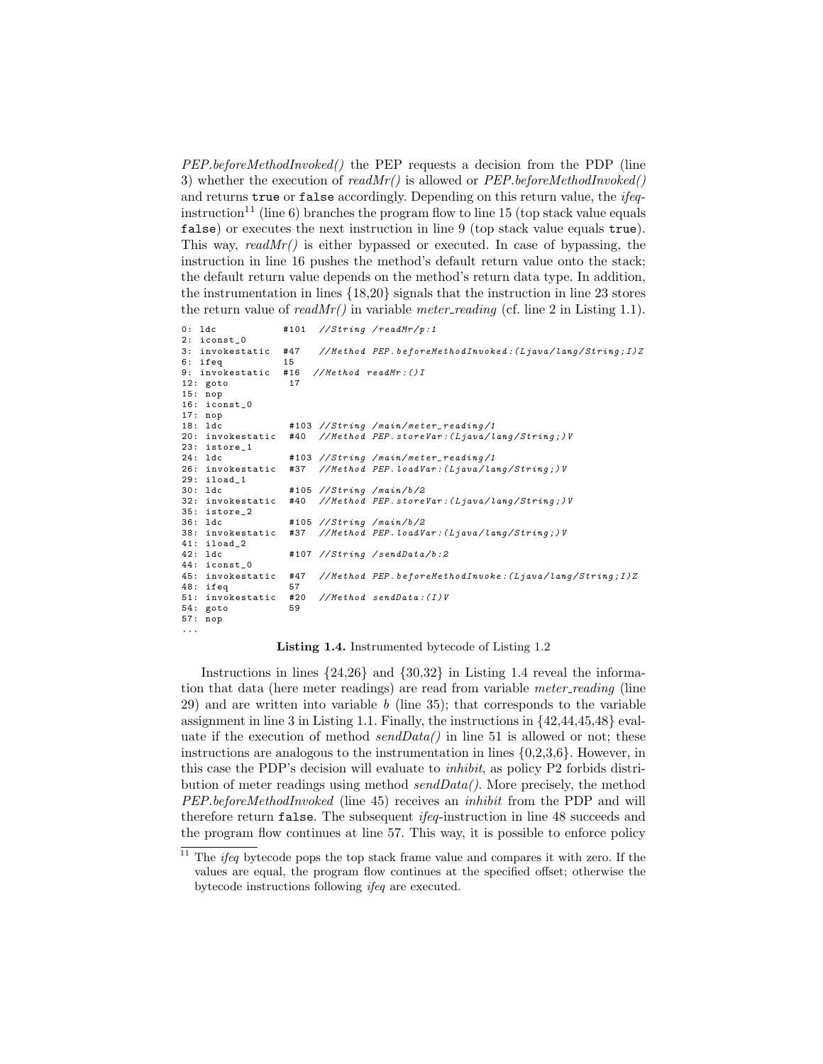*PEP.beforeMethodInvoked()* the PEP requests a decision from the PDP (line 3) whether the execution of *readMr()* is allowed or *PEP.beforeMethodInvoked()* and returns `true` or `false` accordingly. Depending on this return value, the *ifeq*-instruction[11] (line 6) branches the program flow to line 15 (top stack value equals `false`) or executes the next instruction in line 9 (top stack value equals `true`). This way, *readMr()* is either bypassed or executed. In case of bypassing, the instruction in line 16 pushes the method's default return value onto the stack; the default return value depends on the method's return data type. In addition, the instrumentation in lines {18,20} signals that the instruction in line 23 stores the return value of *readMr()* in variable *meter_reading* (cf. line 2 in Listing 1.1).

```
0: ldc            #101  //String /readMr/p:1
2: iconst_0
3: invokestatic   #47   //Method PEP.beforeMethodInvoked:(Ljava/lang/String;I)Z
6: ifeq           15
9: invokestatic   #16  //Method readMr:()I
12: goto           17
15: nop
16: iconst_0
17: nop
18: ldc            #103 //String /main/meter_reading/1
20: invokestatic   #40  //Method PEP.storeVar:(Ljava/lang/String;)V
23: istore_1
24: ldc            #103 //String /main/meter_reading/1
26: invokestatic   #37  //Method PEP.loadVar:(Ljava/lang/String;)V
29: iload_1
30: ldc            #105 //String /main/b/2
32: invokestatic   #40  //Method PEP.storeVar:(Ljava/lang/String;)V
35: istore_2
36: ldc            #105 //String /main/b/2
38: invokestatic   #37  //Method PEP.loadVar:(Ljava/lang/String;)V
41: iload_2
42: ldc            #107 //String /sendData/b:2
44: iconst_0
45: invokestatic   #47  //Method PEP.beforeMethodInvoke:(Ljava/lang/String;I)Z
48: ifeq           57
51: invokestatic   #20  //Method sendData:(I)V
54: goto           59
57: nop
...
```

**Listing 1.4.** Instrumented bytecode of Listing 1.2

Instructions in lines {24,26} and {30,32} in Listing 1.4 reveal the information that data (here meter readings) are read from variable *meter_reading* (line 29) and are written into variable *b* (line 35); that corresponds to the variable assignment in line 3 in Listing 1.1. Finally, the instructions in {42,44,45,48} evaluate if the execution of method *sendData()* in line 51 is allowed or not; these instructions are analogous to the instrumentation in lines {0,2,3,6}. However, in this case the PDP's decision will evaluate to *inhibit*, as policy P2 forbids distribution of meter readings using method *sendData()*. More precisely, the method *PEP.beforeMethodInvoked* (line 45) receives an *inhibit* from the PDP and will therefore return `false`. The subsequent *ifeq*-instruction in line 48 succeeds and the program flow continues at line 57. This way, it is possible to enforce policy

[11] The *ifeq* bytecode pops the top stack frame value and compares it with zero. If the values are equal, the program flow continues at the specified offset; otherwise the bytecode instructions following *ifeq* are executed.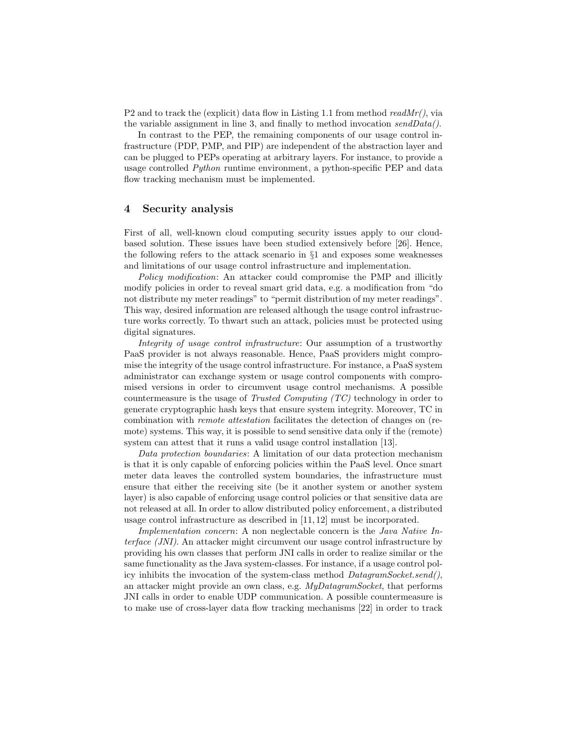P2 and to track the (explicit) data flow in Listing 1.1 from method *readMr()*, via the variable assignment in line 3, and finally to method invocation *sendData()*.

In contrast to the PEP, the remaining components of our usage control infrastructure (PDP, PMP, and PIP) are independent of the abstraction layer and can be plugged to PEPs operating at arbitrary layers. For instance, to provide a usage controlled *Python* runtime environment, a python-specific PEP and data flow tracking mechanism must be implemented.

## 4 Security analysis

First of all, well-known cloud computing security issues apply to our cloud-based solution. These issues have been studied extensively before [26]. Hence, the following refers to the attack scenario in §1 and exposes some weaknesses and limitations of our usage control infrastructure and implementation.

*Policy modification*: An attacker could compromise the PMP and illicitly modify policies in order to reveal smart grid data, e.g. a modification from "do not distribute my meter readings" to "permit distribution of my meter readings". This way, desired information are released although the usage control infrastructure works correctly. To thwart such an attack, policies must be protected using digital signatures.

*Integrity of usage control infrastructure*: Our assumption of a trustworthy PaaS provider is not always reasonable. Hence, PaaS providers might compromise the integrity of the usage control infrastructure. For instance, a PaaS system administrator can exchange system or usage control components with compromised versions in order to circumvent usage control mechanisms. A possible countermeasure is the usage of *Trusted Computing (TC)* technology in order to generate cryptographic hash keys that ensure system integrity. Moreover, TC in combination with *remote attestation* facilitates the detection of changes on (remote) systems. This way, it is possible to send sensitive data only if the (remote) system can attest that it runs a valid usage control installation [13].

*Data protection boundaries*: A limitation of our data protection mechanism is that it is only capable of enforcing policies within the PaaS level. Once smart meter data leaves the controlled system boundaries, the infrastructure must ensure that either the receiving site (be it another system or another system layer) is also capable of enforcing usage control policies or that sensitive data are not released at all. In order to allow distributed policy enforcement, a distributed usage control infrastructure as described in [11, 12] must be incorporated.

*Implementation concern*: A non neglectable concern is the *Java Native Interface (JNI)*. An attacker might circumvent our usage control infrastructure by providing his own classes that perform JNI calls in order to realize similar or the same functionality as the Java system-classes. For instance, if a usage control policy inhibits the invocation of the system-class method *DatagramSocket.send()*, an attacker might provide an own class, e.g. *MyDatagramSocket*, that performs JNI calls in order to enable UDP communication. A possible countermeasure is to make use of cross-layer data flow tracking mechanisms [22] in order to track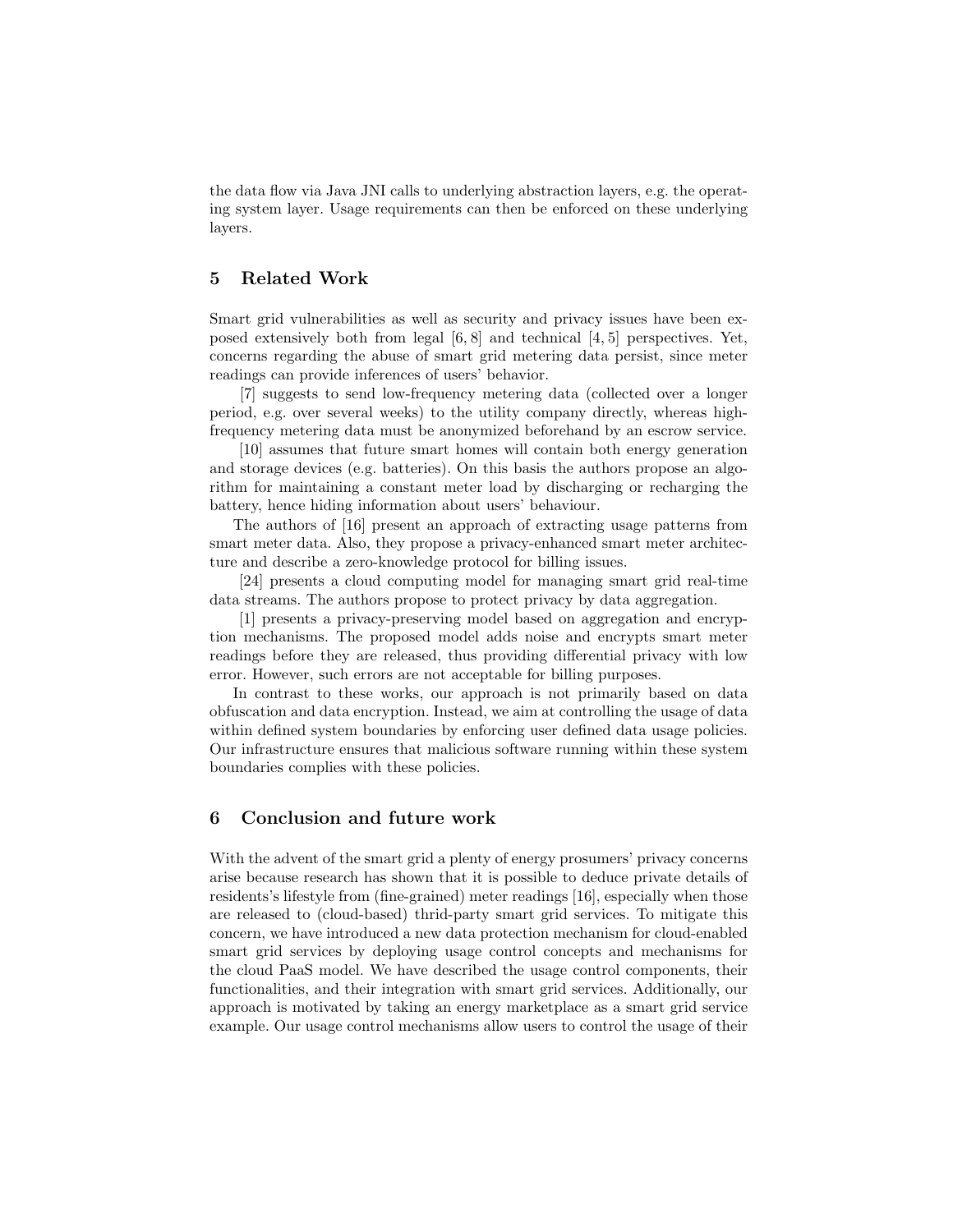the data flow via Java JNI calls to underlying abstraction layers, e.g. the operating system layer. Usage requirements can then be enforced on these underlying layers.

## 5 Related Work

Smart grid vulnerabilities as well as security and privacy issues have been exposed extensively both from legal [6, 8] and technical [4, 5] perspectives. Yet, concerns regarding the abuse of smart grid metering data persist, since meter readings can provide inferences of users' behavior.

[7] suggests to send low-frequency metering data (collected over a longer period, e.g. over several weeks) to the utility company directly, whereas high-frequency metering data must be anonymized beforehand by an escrow service.

[10] assumes that future smart homes will contain both energy generation and storage devices (e.g. batteries). On this basis the authors propose an algorithm for maintaining a constant meter load by discharging or recharging the battery, hence hiding information about users' behaviour.

The authors of [16] present an approach of extracting usage patterns from smart meter data. Also, they propose a privacy-enhanced smart meter architecture and describe a zero-knowledge protocol for billing issues.

[24] presents a cloud computing model for managing smart grid real-time data streams. The authors propose to protect privacy by data aggregation.

[1] presents a privacy-preserving model based on aggregation and encryption mechanisms. The proposed model adds noise and encrypts smart meter readings before they are released, thus providing differential privacy with low error. However, such errors are not acceptable for billing purposes.

In contrast to these works, our approach is not primarily based on data obfuscation and data encryption. Instead, we aim at controlling the usage of data within defined system boundaries by enforcing user defined data usage policies. Our infrastructure ensures that malicious software running within these system boundaries complies with these policies.

## 6 Conclusion and future work

With the advent of the smart grid a plenty of energy prosumers' privacy concerns arise because research has shown that it is possible to deduce private details of residents's lifestyle from (fine-grained) meter readings [16], especially when those are released to (cloud-based) thrid-party smart grid services. To mitigate this concern, we have introduced a new data protection mechanism for cloud-enabled smart grid services by deploying usage control concepts and mechanisms for the cloud PaaS model. We have described the usage control components, their functionalities, and their integration with smart grid services. Additionally, our approach is motivated by taking an energy marketplace as a smart grid service example. Our usage control mechanisms allow users to control the usage of their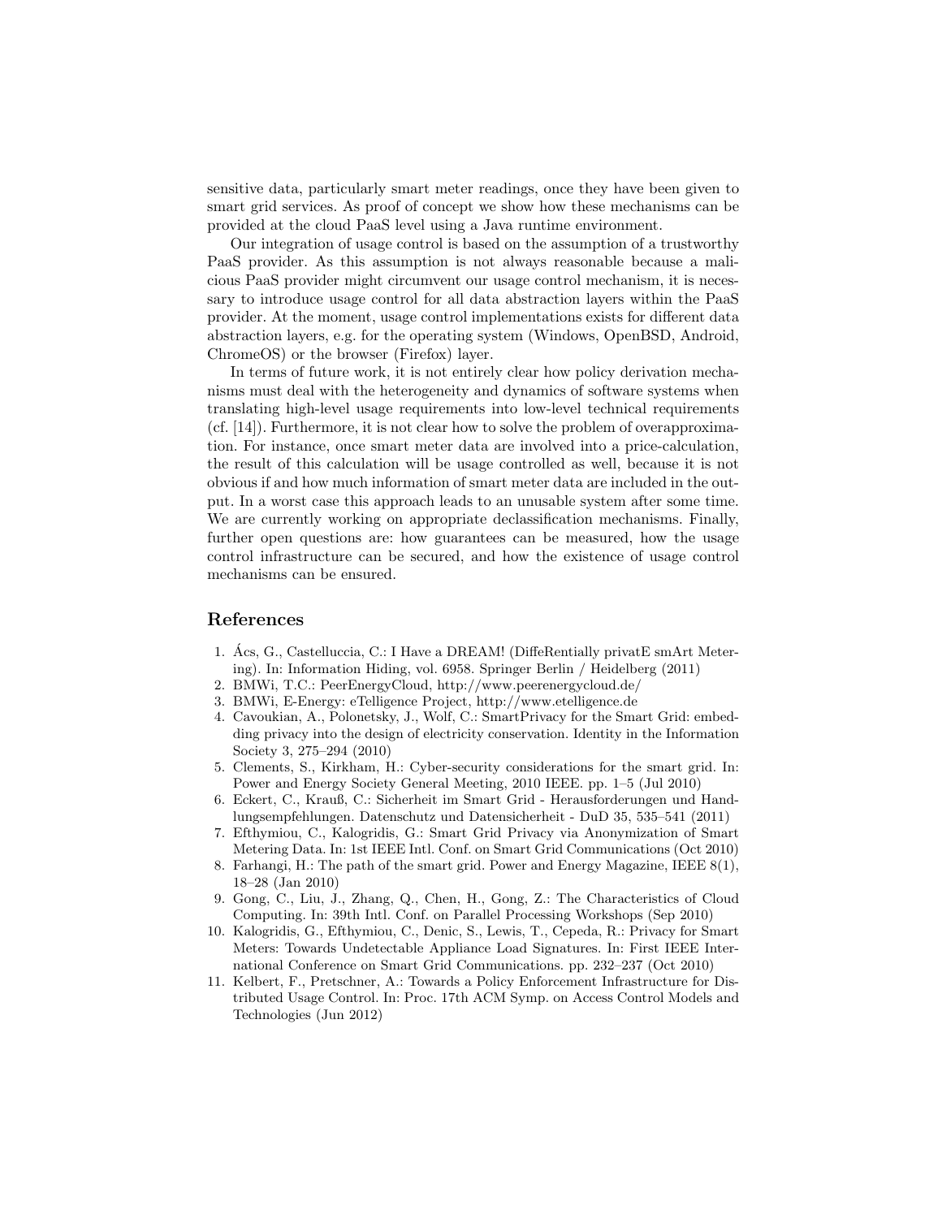sensitive data, particularly smart meter readings, once they have been given to smart grid services. As proof of concept we show how these mechanisms can be provided at the cloud PaaS level using a Java runtime environment.

Our integration of usage control is based on the assumption of a trustworthy PaaS provider. As this assumption is not always reasonable because a malicious PaaS provider might circumvent our usage control mechanism, it is necessary to introduce usage control for all data abstraction layers within the PaaS provider. At the moment, usage control implementations exists for different data abstraction layers, e.g. for the operating system (Windows, OpenBSD, Android, ChromeOS) or the browser (Firefox) layer.

In terms of future work, it is not entirely clear how policy derivation mechanisms must deal with the heterogeneity and dynamics of software systems when translating high-level usage requirements into low-level technical requirements (cf. [14]). Furthermore, it is not clear how to solve the problem of overapproximation. For instance, once smart meter data are involved into a price-calculation, the result of this calculation will be usage controlled as well, because it is not obvious if and how much information of smart meter data are included in the output. In a worst case this approach leads to an unusable system after some time. We are currently working on appropriate declassification mechanisms. Finally, further open questions are: how guarantees can be measured, how the usage control infrastructure can be secured, and how the existence of usage control mechanisms can be ensured.

## References

1. Ács, G., Castelluccia, C.: I Have a DREAM! (DiffeRentially privatE smArt Metering). In: Information Hiding, vol. 6958. Springer Berlin / Heidelberg (2011)
2. BMWi, T.C.: PeerEnergyCloud, http://www.peerenergycloud.de/
3. BMWi, E-Energy: eTelligence Project, http://www.etelligence.de
4. Cavoukian, A., Polonetsky, J., Wolf, C.: SmartPrivacy for the Smart Grid: embedding privacy into the design of electricity conservation. Identity in the Information Society 3, 275–294 (2010)
5. Clements, S., Kirkham, H.: Cyber-security considerations for the smart grid. In: Power and Energy Society General Meeting, 2010 IEEE. pp. 1–5 (Jul 2010)
6. Eckert, C., Krauß, C.: Sicherheit im Smart Grid - Herausforderungen und Handlungsempfehlungen. Datenschutz und Datensicherheit - DuD 35, 535–541 (2011)
7. Efthymiou, C., Kalogridis, G.: Smart Grid Privacy via Anonymization of Smart Metering Data. In: 1st IEEE Intl. Conf. on Smart Grid Communications (Oct 2010)
8. Farhangi, H.: The path of the smart grid. Power and Energy Magazine, IEEE 8(1), 18–28 (Jan 2010)
9. Gong, C., Liu, J., Zhang, Q., Chen, H., Gong, Z.: The Characteristics of Cloud Computing. In: 39th Intl. Conf. on Parallel Processing Workshops (Sep 2010)
10. Kalogridis, G., Efthymiou, C., Denic, S., Lewis, T., Cepeda, R.: Privacy for Smart Meters: Towards Undetectable Appliance Load Signatures. In: First IEEE International Conference on Smart Grid Communications. pp. 232–237 (Oct 2010)
11. Kelbert, F., Pretschner, A.: Towards a Policy Enforcement Infrastructure for Distributed Usage Control. In: Proc. 17th ACM Symp. on Access Control Models and Technologies (Jun 2012)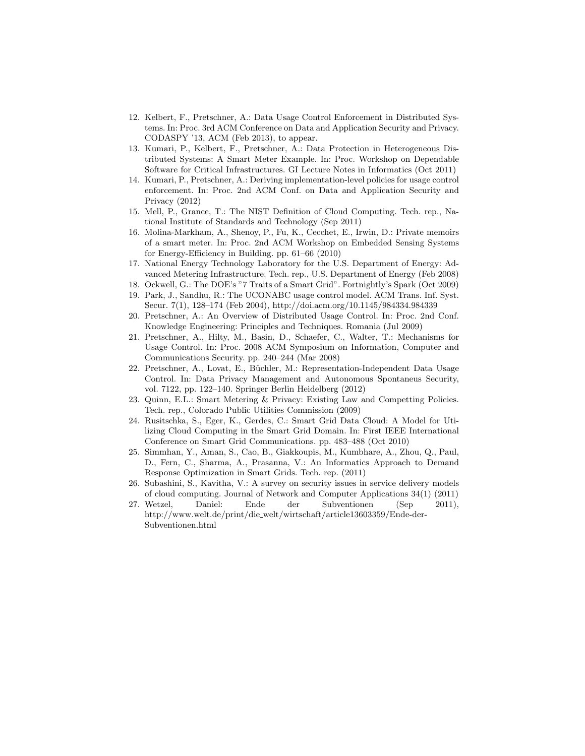12. Kelbert, F., Pretschner, A.: Data Usage Control Enforcement in Distributed Systems. In: Proc. 3rd ACM Conference on Data and Application Security and Privacy. CODASPY '13, ACM (Feb 2013), to appear.
13. Kumari, P., Kelbert, F., Pretschner, A.: Data Protection in Heterogeneous Distributed Systems: A Smart Meter Example. In: Proc. Workshop on Dependable Software for Critical Infrastructures. GI Lecture Notes in Informatics (Oct 2011)
14. Kumari, P., Pretschner, A.: Deriving implementation-level policies for usage control enforcement. In: Proc. 2nd ACM Conf. on Data and Application Security and Privacy (2012)
15. Mell, P., Grance, T.: The NIST Definition of Cloud Computing. Tech. rep., National Institute of Standards and Technology (Sep 2011)
16. Molina-Markham, A., Shenoy, P., Fu, K., Cecchet, E., Irwin, D.: Private memoirs of a smart meter. In: Proc. 2nd ACM Workshop on Embedded Sensing Systems for Energy-Efficiency in Building. pp. 61–66 (2010)
17. National Energy Technology Laboratory for the U.S. Department of Energy: Advanced Metering Infrastructure. Tech. rep., U.S. Department of Energy (Feb 2008)
18. Ockwell, G.: The DOE's "7 Traits of a Smart Grid". Fortnightly's Spark (Oct 2009)
19. Park, J., Sandhu, R.: The UCONABC usage control model. ACM Trans. Inf. Syst. Secur. 7(1), 128–174 (Feb 2004), http://doi.acm.org/10.1145/984334.984339
20. Pretschner, A.: An Overview of Distributed Usage Control. In: Proc. 2nd Conf. Knowledge Engineering: Principles and Techniques. Romania (Jul 2009)
21. Pretschner, A., Hilty, M., Basin, D., Schaefer, C., Walter, T.: Mechanisms for Usage Control. In: Proc. 2008 ACM Symposium on Information, Computer and Communications Security. pp. 240–244 (Mar 2008)
22. Pretschner, A., Lovat, E., Büchler, M.: Representation-Independent Data Usage Control. In: Data Privacy Management and Autonomous Spontaneus Security, vol. 7122, pp. 122–140. Springer Berlin Heidelberg (2012)
23. Quinn, E.L.: Smart Metering & Privacy: Existing Law and Competting Policies. Tech. rep., Colorado Public Utilities Commission (2009)
24. Rusitschka, S., Eger, K., Gerdes, C.: Smart Grid Data Cloud: A Model for Utilizing Cloud Computing in the Smart Grid Domain. In: First IEEE International Conference on Smart Grid Communications. pp. 483–488 (Oct 2010)
25. Simmhan, Y., Aman, S., Cao, B., Giakkoupis, M., Kumbhare, A., Zhou, Q., Paul, D., Fern, C., Sharma, A., Prasanna, V.: An Informatics Approach to Demand Response Optimization in Smart Grids. Tech. rep. (2011)
26. Subashini, S., Kavitha, V.: A survey on security issues in service delivery models of cloud computing. Journal of Network and Computer Applications 34(1) (2011)
27. Wetzel, Daniel: Ende der Subventionen (Sep 2011), http://www.welt.de/print/die_welt/wirtschaft/article13603359/Ende-der-Subventionen.html